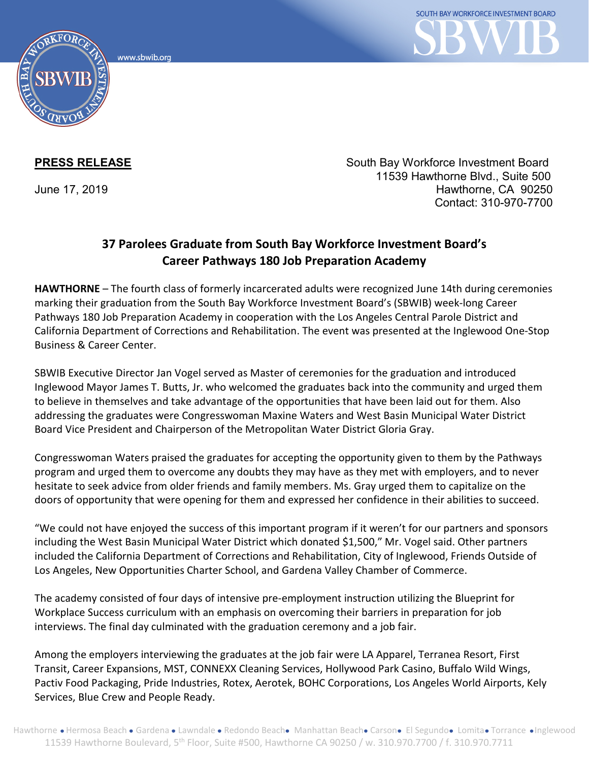**PRESS RELEASE**

June 17, 2019

South Bay Workforce Investment Board
11539 Hawthorne Blvd., Suite 500
Hawthorne, CA 90250
Contact: 310-970-7700

## 37 Parolees Graduate from South Bay Workforce Investment Board's Career Pathways 180 Job Preparation Academy

**HAWTHORNE** – The fourth class of formerly incarcerated adults were recognized June 14th during ceremonies marking their graduation from the South Bay Workforce Investment Board's (SBWIB) week-long Career Pathways 180 Job Preparation Academy in cooperation with the Los Angeles Central Parole District and California Department of Corrections and Rehabilitation. The event was presented at the Inglewood One-Stop Business & Career Center.

SBWIB Executive Director Jan Vogel served as Master of ceremonies for the graduation and introduced Inglewood Mayor James T. Butts, Jr. who welcomed the graduates back into the community and urged them to believe in themselves and take advantage of the opportunities that have been laid out for them. Also addressing the graduates were Congresswoman Maxine Waters and West Basin Municipal Water District Board Vice President and Chairperson of the Metropolitan Water District Gloria Gray.

Congresswoman Waters praised the graduates for accepting the opportunity given to them by the Pathways program and urged them to overcome any doubts they may have as they met with employers, and to never hesitate to seek advice from older friends and family members. Ms. Gray urged them to capitalize on the doors of opportunity that were opening for them and expressed her confidence in their abilities to succeed.

"We could not have enjoyed the success of this important program if it weren't for our partners and sponsors including the West Basin Municipal Water District which donated $1,500," Mr. Vogel said. Other partners included the California Department of Corrections and Rehabilitation, City of Inglewood, Friends Outside of Los Angeles, New Opportunities Charter School, and Gardena Valley Chamber of Commerce.

The academy consisted of four days of intensive pre-employment instruction utilizing the Blueprint for Workplace Success curriculum with an emphasis on overcoming their barriers in preparation for job interviews. The final day culminated with the graduation ceremony and a job fair.

Among the employers interviewing the graduates at the job fair were LA Apparel, Terranea Resort, First Transit, Career Expansions, MST, CONNEXX Cleaning Services, Hollywood Park Casino, Buffalo Wild Wings, Pactiv Food Packaging, Pride Industries, Rotex, Aerotek, BOHC Corporations, Los Angeles World Airports, Kely Services, Blue Crew and People Ready.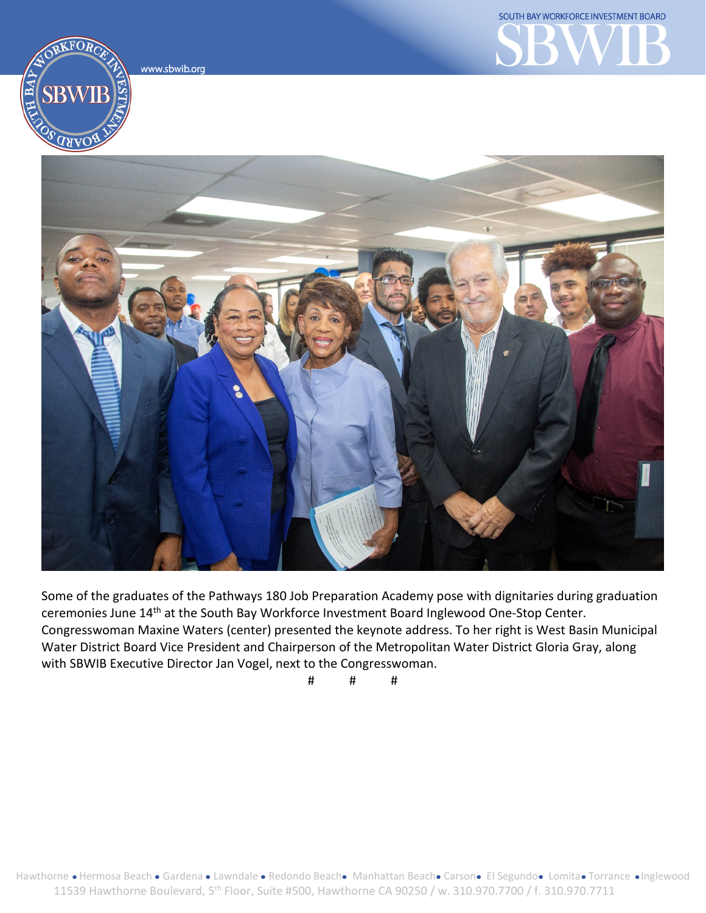Some of the graduates of the Pathways 180 Job Preparation Academy pose with dignitaries during graduation ceremonies June 14th at the South Bay Workforce Investment Board Inglewood One-Stop Center. Congresswoman Maxine Waters (center) presented the keynote address. To her right is West Basin Municipal Water District Board Vice President and Chairperson of the Metropolitan Water District Gloria Gray, along with SBWIB Executive Director Jan Vogel, next to the Congresswoman.

# # #